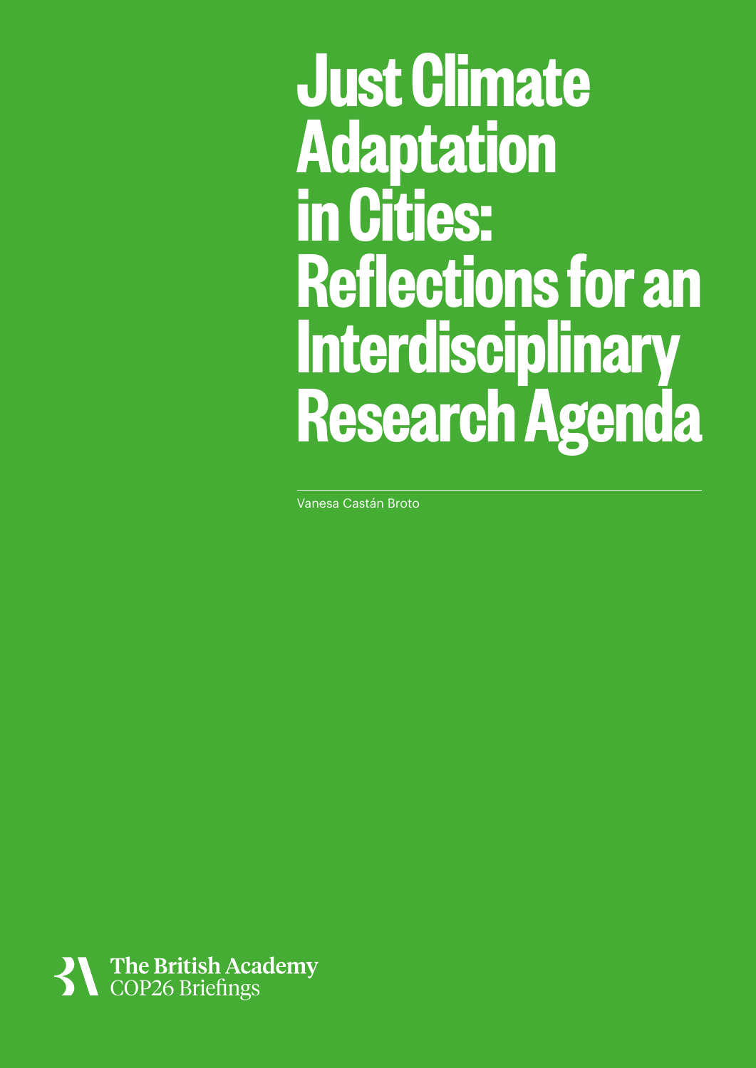# Just Climate Adaptation in Cities: Reflections for an Interdisciplinary Research Agenda

Vanesa Castán Broto

The British Academy
COP26 Briefings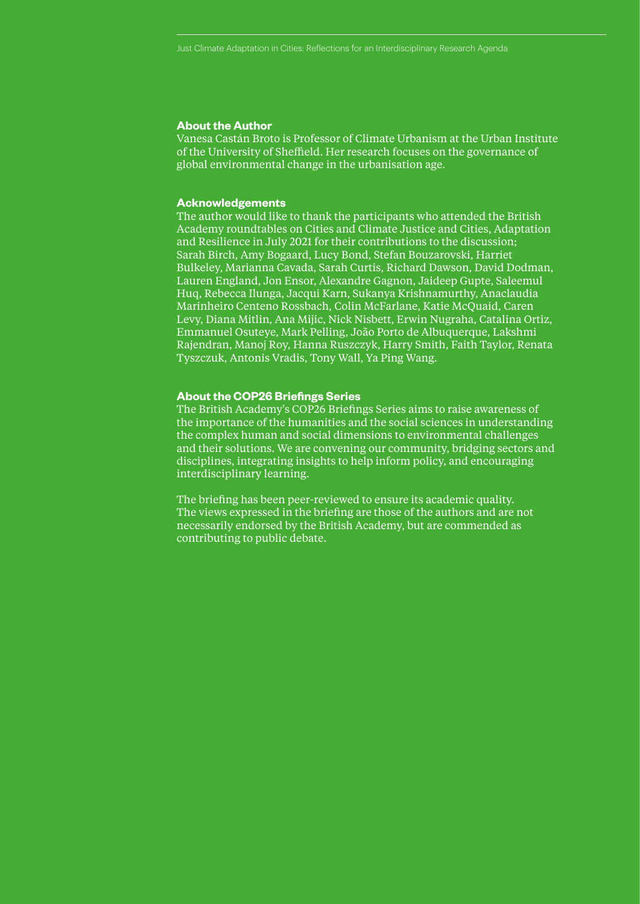**About the Author**

Vanesa Castán Broto is Professor of Climate Urbanism at the Urban Institute of the University of Sheffield. Her research focuses on the governance of global environmental change in the urbanisation age.

**Acknowledgements**

The author would like to thank the participants who attended the British Academy roundtables on Cities and Climate Justice and Cities, Adaptation and Resilience in July 2021 for their contributions to the discussion; Sarah Birch, Amy Bogaard, Lucy Bond, Stefan Bouzarovski, Harriet Bulkeley, Marianna Cavada, Sarah Curtis, Richard Dawson, David Dodman, Lauren England, Jon Ensor, Alexandre Gagnon, Jaideep Gupte, Saleemul Huq, Rebecca Ilunga, Jacqui Karn, Sukanya Krishnamurthy, Anaclaudia Marinheiro Centeno Rossbach, Colin McFarlane, Katie McQuaid, Caren Levy, Diana Mitlin, Ana Mijic, Nick Nisbett, Erwin Nugraha, Catalina Ortiz, Emmanuel Osuteye, Mark Pelling, João Porto de Albuquerque, Lakshmi Rajendran, Manoj Roy, Hanna Ruszczyk, Harry Smith, Faith Taylor, Renata Tyszczuk, Antonis Vradis, Tony Wall, Ya Ping Wang.

**About the COP26 Briefings Series**

The British Academy's COP26 Briefings Series aims to raise awareness of the importance of the humanities and the social sciences in understanding the complex human and social dimensions to environmental challenges and their solutions. We are convening our community, bridging sectors and disciplines, integrating insights to help inform policy, and encouraging interdisciplinary learning.

The briefing has been peer-reviewed to ensure its academic quality. The views expressed in the briefing are those of the authors and are not necessarily endorsed by the British Academy, but are commended as contributing to public debate.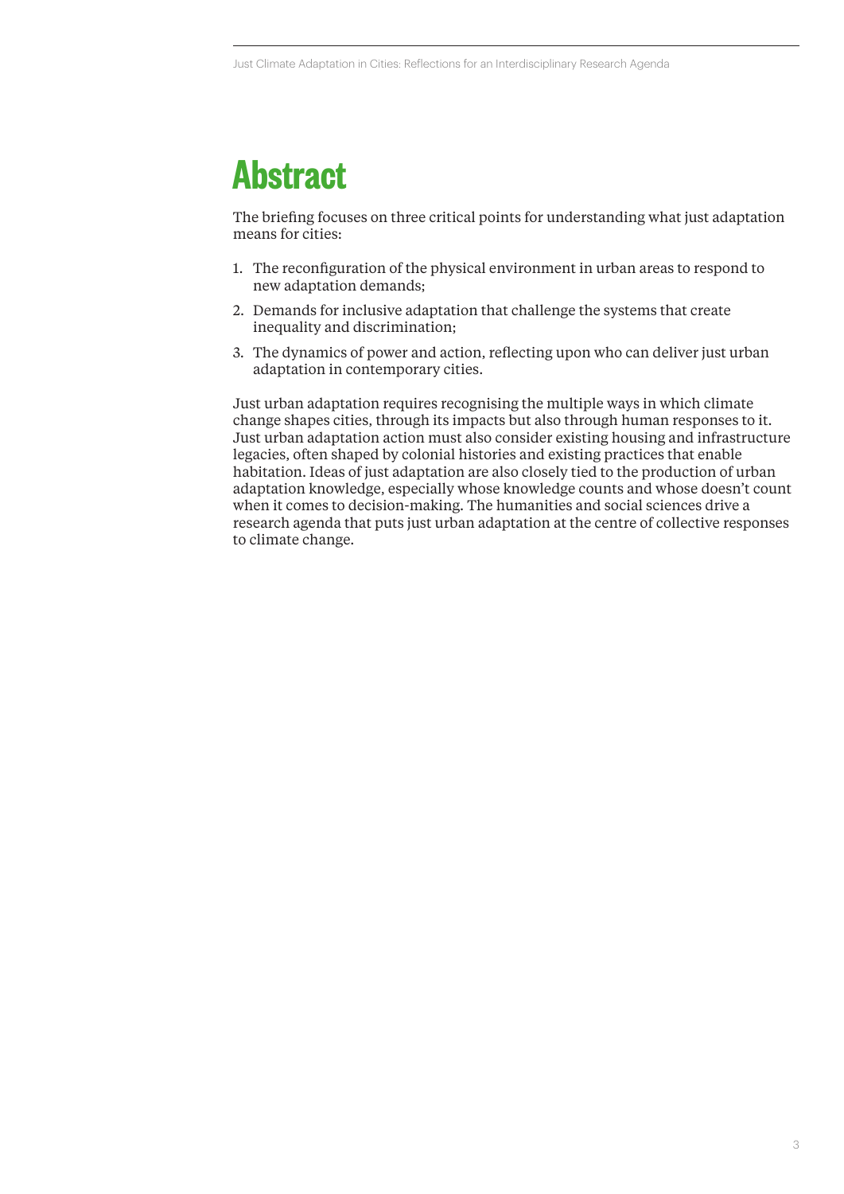# Abstract

The briefing focuses on three critical points for understanding what just adaptation means for cities:

1. The reconfiguration of the physical environment in urban areas to respond to new adaptation demands;
2. Demands for inclusive adaptation that challenge the systems that create inequality and discrimination;
3. The dynamics of power and action, reflecting upon who can deliver just urban adaptation in contemporary cities.

Just urban adaptation requires recognising the multiple ways in which climate change shapes cities, through its impacts but also through human responses to it. Just urban adaptation action must also consider existing housing and infrastructure legacies, often shaped by colonial histories and existing practices that enable habitation. Ideas of just adaptation are also closely tied to the production of urban adaptation knowledge, especially whose knowledge counts and whose doesn't count when it comes to decision-making. The humanities and social sciences drive a research agenda that puts just urban adaptation at the centre of collective responses to climate change.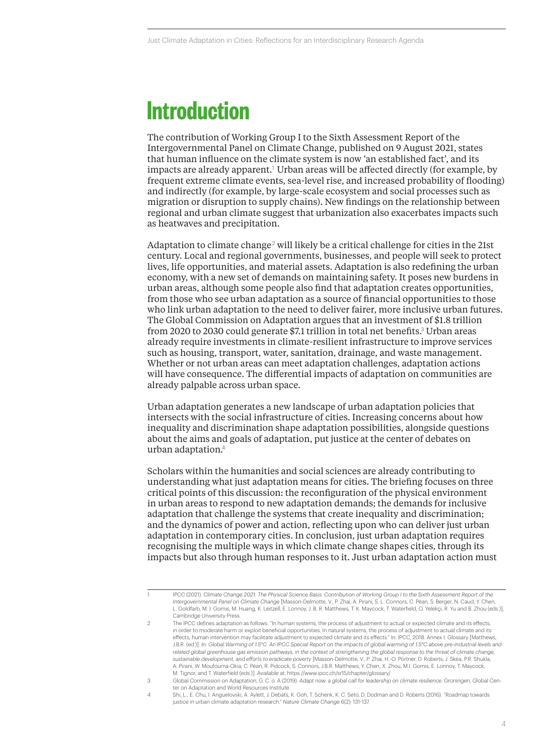# Introduction

The contribution of Working Group I to the Sixth Assessment Report of the Intergovernmental Panel on Climate Change, published on 9 August 2021, states that human influence on the climate system is now 'an established fact', and its impacts are already apparent.[1] Urban areas will be affected directly (for example, by frequent extreme climate events, sea-level rise, and increased probability of flooding) and indirectly (for example, by large-scale ecosystem and social processes such as migration or disruption to supply chains). New findings on the relationship between regional and urban climate suggest that urbanization also exacerbates impacts such as heatwaves and precipitation.

Adaptation to climate change[2] will likely be a critical challenge for cities in the 21st century. Local and regional governments, businesses, and people will seek to protect lives, life opportunities, and material assets. Adaptation is also redefining the urban economy, with a new set of demands on maintaining safety. It poses new burdens in urban areas, although some people also find that adaptation creates opportunities, from those who see urban adaptation as a source of financial opportunities to those who link urban adaptation to the need to deliver fairer, more inclusive urban futures. The Global Commission on Adaptation argues that an investment of $1.8 trillion from 2020 to 2030 could generate $7.1 trillion in total net benefits.[3] Urban areas already require investments in climate-resilient infrastructure to improve services such as housing, transport, water, sanitation, drainage, and waste management. Whether or not urban areas can meet adaptation challenges, adaptation actions will have consequence. The differential impacts of adaptation on communities are already palpable across urban space.

Urban adaptation generates a new landscape of urban adaptation policies that intersects with the social infrastructure of cities. Increasing concerns about how inequality and discrimination shape adaptation possibilities, alongside questions about the aims and goals of adaptation, put justice at the center of debates on urban adaptation.[4]

Scholars within the humanities and social sciences are already contributing to understanding what just adaptation means for cities. The briefing focuses on three critical points of this discussion: the reconfiguration of the physical environment in urban areas to respond to new adaptation demands; the demands for inclusive adaptation that challenge the systems that create inequality and discrimination; and the dynamics of power and action, reflecting upon who can deliver just urban adaptation in contemporary cities. In conclusion, just urban adaptation requires recognising the multiple ways in which climate change shapes cities, through its impacts but also through human responses to it. Just urban adaptation action must

---

1 IPCC (2021). *Climate Change 2021: The Physical Science Basis. Contribution of Working Group I to the Sixth Assessment Report of the Intergovernmental Panel on Climate Change* [Masson-Delmotte, V., P. Zhai, A. Pirani, S. L. Connors, C. Péan, S. Berger, N. Caud, Y. Chen, L. Goldfarb, M. I. Gomis, M. Huang, K. Leitzell, E. Lonnoy, J. B. R. Matthews, T. K. Maycock, T. Waterfield, O. Yelekçi, R. Yu and B. Zhou (eds.)], Cambridge University Press.

2 The IPCC defines adaptation as follows: "In human systems, the process of adjustment to actual or expected climate and its effects, in order to moderate harm or exploit beneficial opportunities. In natural systems, the process of adjustment to actual climate and its effects; human intervention may facilitate adjustment to expected climate and its effects." In: IPCC, 2018: Annex I: Glossary [Matthews, J.B.R. (ed.)]. In: *Global Warming of 1.5°C. An IPCC Special Report on the impacts of global warming of 1.5°C above pre-industrial levels and related global greenhouse gas emission pathways, in the context of strengthening the global response to the threat of climate change, sustainable development, and efforts to eradicate poverty* [Masson-Delmotte, V., P. Zhai, H.-O. Pörtner, D. Roberts, J. Skea, P.R. Shukla, A. Pirani, W. Moufouma-Okia, C. Péan, R. Pidcock, S. Connors, J.B.R. Matthews, Y. Chen, X. Zhou, M.I. Gomis, E. Lonnoy, T. Maycock, M. Tignor, and T. Waterfield (eds.)]. Available at: https://www.ipcc.ch/sr15/chapter/glossary/

3 Global Commission on Adaptation, G. C. o. A (2019). *Adapt now: a global call for leadership on climate resilience*. Groningen, Global Center on Adaptation and World Resources Institute.

4 Shi, L., E. Chu, I. Anguelovski, A. Aylett, J. Debats, K. Goh, T. Schenk, K. C. Seto, D. Dodman and D. Roberts (2016). "Roadmap towards justice in urban climate adaptation research." *Nature Climate Change* 6(2): 131-137.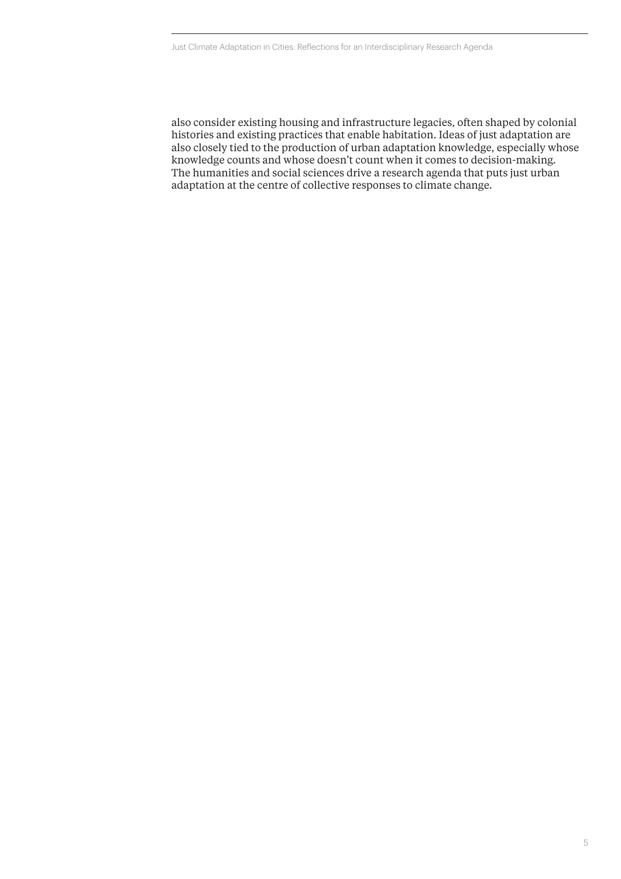also consider existing housing and infrastructure legacies, often shaped by colonial histories and existing practices that enable habitation. Ideas of just adaptation are also closely tied to the production of urban adaptation knowledge, especially whose knowledge counts and whose doesn't count when it comes to decision-making. The humanities and social sciences drive a research agenda that puts just urban adaptation at the centre of collective responses to climate change.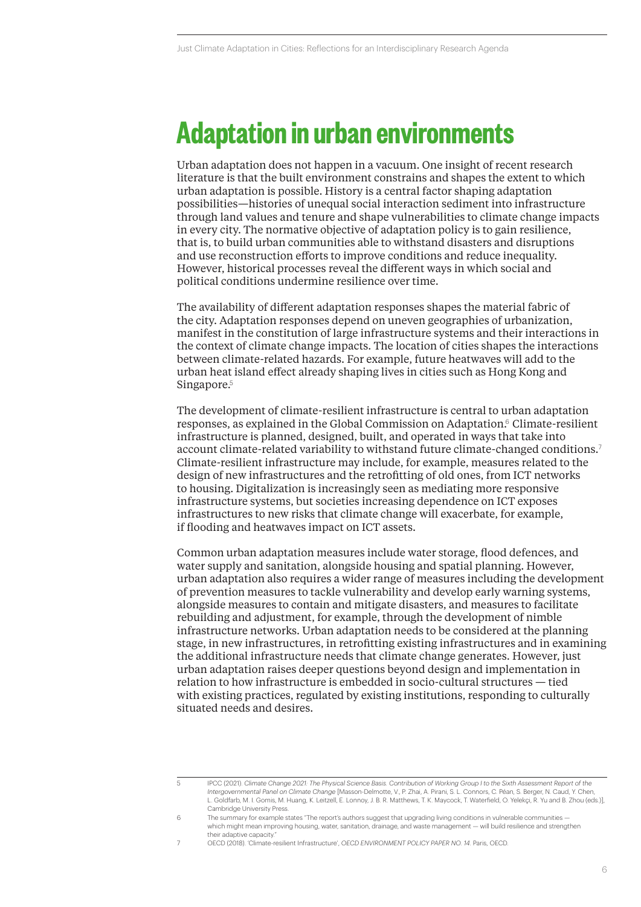# Adaptation in urban environments

Urban adaptation does not happen in a vacuum. One insight of recent research literature is that the built environment constrains and shapes the extent to which urban adaptation is possible. History is a central factor shaping adaptation possibilities—histories of unequal social interaction sediment into infrastructure through land values and tenure and shape vulnerabilities to climate change impacts in every city. The normative objective of adaptation policy is to gain resilience, that is, to build urban communities able to withstand disasters and disruptions and use reconstruction efforts to improve conditions and reduce inequality. However, historical processes reveal the different ways in which social and political conditions undermine resilience over time.

The availability of different adaptation responses shapes the material fabric of the city. Adaptation responses depend on uneven geographies of urbanization, manifest in the constitution of large infrastructure systems and their interactions in the context of climate change impacts. The location of cities shapes the interactions between climate-related hazards. For example, future heatwaves will add to the urban heat island effect already shaping lives in cities such as Hong Kong and Singapore.[5]

The development of climate-resilient infrastructure is central to urban adaptation responses, as explained in the Global Commission on Adaptation.[6] Climate-resilient infrastructure is planned, designed, built, and operated in ways that take into account climate-related variability to withstand future climate-changed conditions.[7] Climate-resilient infrastructure may include, for example, measures related to the design of new infrastructures and the retrofitting of old ones, from ICT networks to housing. Digitalization is increasingly seen as mediating more responsive infrastructure systems, but societies increasing dependence on ICT exposes infrastructures to new risks that climate change will exacerbate, for example, if flooding and heatwaves impact on ICT assets.

Common urban adaptation measures include water storage, flood defences, and water supply and sanitation, alongside housing and spatial planning. However, urban adaptation also requires a wider range of measures including the development of prevention measures to tackle vulnerability and develop early warning systems, alongside measures to contain and mitigate disasters, and measures to facilitate rebuilding and adjustment, for example, through the development of nimble infrastructure networks. Urban adaptation needs to be considered at the planning stage, in new infrastructures, in retrofitting existing infrastructures and in examining the additional infrastructure needs that climate change generates. However, just urban adaptation raises deeper questions beyond design and implementation in relation to how infrastructure is embedded in socio-cultural structures — tied with existing practices, regulated by existing institutions, responding to culturally situated needs and desires.

---

5 IPCC (2021). *Climate Change 2021: The Physical Science Basis. Contribution of Working Group I to the Sixth Assessment Report of the Intergovernmental Panel on Climate Change* [Masson-Delmotte, V., P. Zhai, A. Pirani, S. L. Connors, C. Péan, S. Berger, N. Caud, Y. Chen, L. Goldfarb, M. I. Gomis, M. Huang, K. Leitzell, E. Lonnoy, J. B. R. Matthews, T. K. Maycock, T. Waterfield, O. Yelekçi, R. Yu and B. Zhou (eds.)], Cambridge University Press.

6 The summary for example states "The report's authors suggest that upgrading living conditions in vulnerable communities — which might mean improving housing, water, sanitation, drainage, and waste management — will build resilience and strengthen their adaptive capacity."

7 OECD (2018). 'Climate-resilient Infrastructure', *OECD ENVIRONMENT POLICY PAPER NO. 14*. Paris, OECD.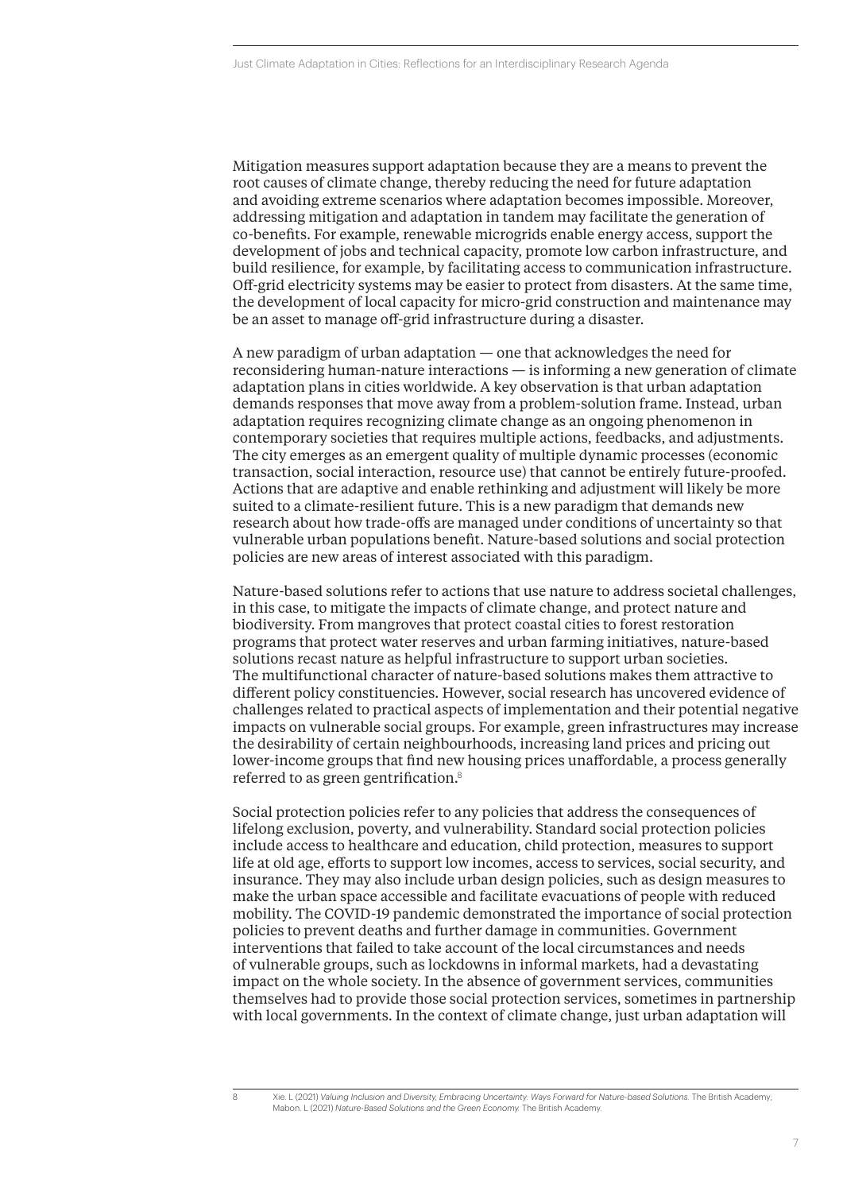Mitigation measures support adaptation because they are a means to prevent the root causes of climate change, thereby reducing the need for future adaptation and avoiding extreme scenarios where adaptation becomes impossible. Moreover, addressing mitigation and adaptation in tandem may facilitate the generation of co-benefits. For example, renewable microgrids enable energy access, support the development of jobs and technical capacity, promote low carbon infrastructure, and build resilience, for example, by facilitating access to communication infrastructure. Off-grid electricity systems may be easier to protect from disasters. At the same time, the development of local capacity for micro-grid construction and maintenance may be an asset to manage off-grid infrastructure during a disaster.

A new paradigm of urban adaptation — one that acknowledges the need for reconsidering human-nature interactions — is informing a new generation of climate adaptation plans in cities worldwide. A key observation is that urban adaptation demands responses that move away from a problem-solution frame. Instead, urban adaptation requires recognizing climate change as an ongoing phenomenon in contemporary societies that requires multiple actions, feedbacks, and adjustments. The city emerges as an emergent quality of multiple dynamic processes (economic transaction, social interaction, resource use) that cannot be entirely future-proofed. Actions that are adaptive and enable rethinking and adjustment will likely be more suited to a climate-resilient future. This is a new paradigm that demands new research about how trade-offs are managed under conditions of uncertainty so that vulnerable urban populations benefit. Nature-based solutions and social protection policies are new areas of interest associated with this paradigm.

Nature-based solutions refer to actions that use nature to address societal challenges, in this case, to mitigate the impacts of climate change, and protect nature and biodiversity. From mangroves that protect coastal cities to forest restoration programs that protect water reserves and urban farming initiatives, nature-based solutions recast nature as helpful infrastructure to support urban societies. The multifunctional character of nature-based solutions makes them attractive to different policy constituencies. However, social research has uncovered evidence of challenges related to practical aspects of implementation and their potential negative impacts on vulnerable social groups. For example, green infrastructures may increase the desirability of certain neighbourhoods, increasing land prices and pricing out lower-income groups that find new housing prices unaffordable, a process generally referred to as green gentrification.[8]

Social protection policies refer to any policies that address the consequences of lifelong exclusion, poverty, and vulnerability. Standard social protection policies include access to healthcare and education, child protection, measures to support life at old age, efforts to support low incomes, access to services, social security, and insurance. They may also include urban design policies, such as design measures to make the urban space accessible and facilitate evacuations of people with reduced mobility. The COVID-19 pandemic demonstrated the importance of social protection policies to prevent deaths and further damage in communities. Government interventions that failed to take account of the local circumstances and needs of vulnerable groups, such as lockdowns in informal markets, had a devastating impact on the whole society. In the absence of government services, communities themselves had to provide those social protection services, sometimes in partnership with local governments. In the context of climate change, just urban adaptation will

---

8 Xie. L (2021) *Valuing Inclusion and Diversity, Embracing Uncertainty: Ways Forward for Nature-based Solutions.* The British Academy; Mabon. L (2021) *Nature-Based Solutions and the Green Economy.* The British Academy.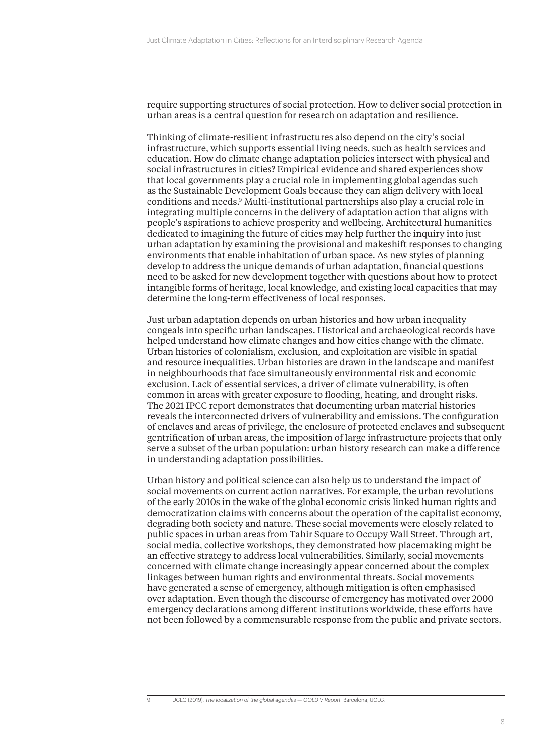require supporting structures of social protection. How to deliver social protection in urban areas is a central question for research on adaptation and resilience.

Thinking of climate-resilient infrastructures also depend on the city's social infrastructure, which supports essential living needs, such as health services and education. How do climate change adaptation policies intersect with physical and social infrastructures in cities? Empirical evidence and shared experiences show that local governments play a crucial role in implementing global agendas such as the Sustainable Development Goals because they can align delivery with local conditions and needs.[9] Multi-institutional partnerships also play a crucial role in integrating multiple concerns in the delivery of adaptation action that aligns with people's aspirations to achieve prosperity and wellbeing. Architectural humanities dedicated to imagining the future of cities may help further the inquiry into just urban adaptation by examining the provisional and makeshift responses to changing environments that enable inhabitation of urban space. As new styles of planning develop to address the unique demands of urban adaptation, financial questions need to be asked for new development together with questions about how to protect intangible forms of heritage, local knowledge, and existing local capacities that may determine the long-term effectiveness of local responses.

Just urban adaptation depends on urban histories and how urban inequality congeals into specific urban landscapes. Historical and archaeological records have helped understand how climate changes and how cities change with the climate. Urban histories of colonialism, exclusion, and exploitation are visible in spatial and resource inequalities. Urban histories are drawn in the landscape and manifest in neighbourhoods that face simultaneously environmental risk and economic exclusion. Lack of essential services, a driver of climate vulnerability, is often common in areas with greater exposure to flooding, heating, and drought risks. The 2021 IPCC report demonstrates that documenting urban material histories reveals the interconnected drivers of vulnerability and emissions. The configuration of enclaves and areas of privilege, the enclosure of protected enclaves and subsequent gentrification of urban areas, the imposition of large infrastructure projects that only serve a subset of the urban population: urban history research can make a difference in understanding adaptation possibilities.

Urban history and political science can also help us to understand the impact of social movements on current action narratives. For example, the urban revolutions of the early 2010s in the wake of the global economic crisis linked human rights and democratization claims with concerns about the operation of the capitalist economy, degrading both society and nature. These social movements were closely related to public spaces in urban areas from Tahir Square to Occupy Wall Street. Through art, social media, collective workshops, they demonstrated how placemaking might be an effective strategy to address local vulnerabilities. Similarly, social movements concerned with climate change increasingly appear concerned about the complex linkages between human rights and environmental threats. Social movements have generated a sense of emergency, although mitigation is often emphasised over adaptation. Even though the discourse of emergency has motivated over 2000 emergency declarations among different institutions worldwide, these efforts have not been followed by a commensurable response from the public and private sectors.

[9] UCLG (2019). *The localization of the global agendas — GOLD V Report.* Barcelona, UCLG.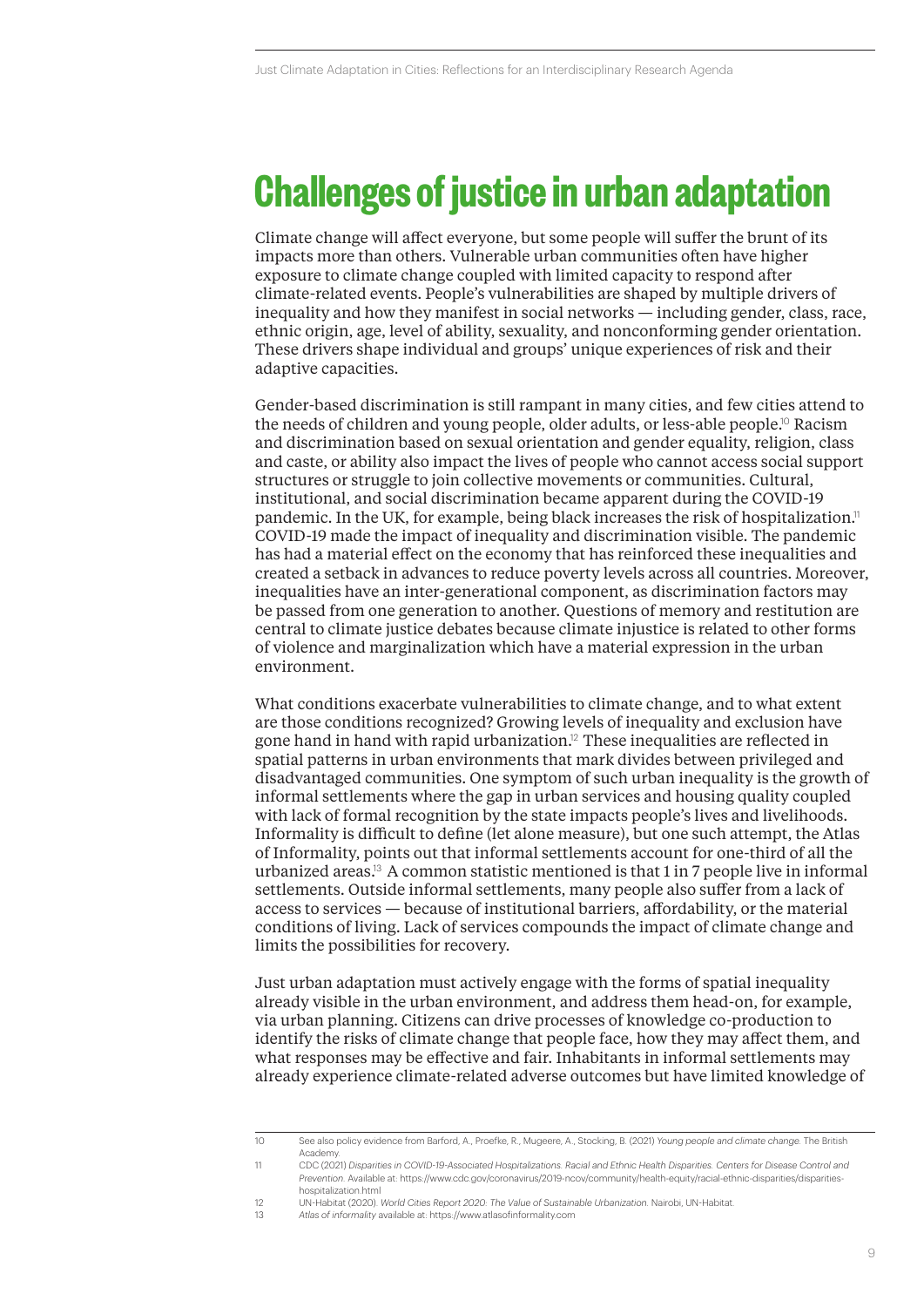# Challenges of justice in urban adaptation

Climate change will affect everyone, but some people will suffer the brunt of its impacts more than others. Vulnerable urban communities often have higher exposure to climate change coupled with limited capacity to respond after climate-related events. People's vulnerabilities are shaped by multiple drivers of inequality and how they manifest in social networks — including gender, class, race, ethnic origin, age, level of ability, sexuality, and nonconforming gender orientation. These drivers shape individual and groups' unique experiences of risk and their adaptive capacities.

Gender-based discrimination is still rampant in many cities, and few cities attend to the needs of children and young people, older adults, or less-able people.[10] Racism and discrimination based on sexual orientation and gender equality, religion, class and caste, or ability also impact the lives of people who cannot access social support structures or struggle to join collective movements or communities. Cultural, institutional, and social discrimination became apparent during the COVID-19 pandemic. In the UK, for example, being black increases the risk of hospitalization.[11] COVID-19 made the impact of inequality and discrimination visible. The pandemic has had a material effect on the economy that has reinforced these inequalities and created a setback in advances to reduce poverty levels across all countries. Moreover, inequalities have an inter-generational component, as discrimination factors may be passed from one generation to another. Questions of memory and restitution are central to climate justice debates because climate injustice is related to other forms of violence and marginalization which have a material expression in the urban environment.

What conditions exacerbate vulnerabilities to climate change, and to what extent are those conditions recognized? Growing levels of inequality and exclusion have gone hand in hand with rapid urbanization.[12] These inequalities are reflected in spatial patterns in urban environments that mark divides between privileged and disadvantaged communities. One symptom of such urban inequality is the growth of informal settlements where the gap in urban services and housing quality coupled with lack of formal recognition by the state impacts people's lives and livelihoods. Informality is difficult to define (let alone measure), but one such attempt, the Atlas of Informality, points out that informal settlements account for one-third of all the urbanized areas.[13] A common statistic mentioned is that 1 in 7 people live in informal settlements. Outside informal settlements, many people also suffer from a lack of access to services — because of institutional barriers, affordability, or the material conditions of living. Lack of services compounds the impact of climate change and limits the possibilities for recovery.

Just urban adaptation must actively engage with the forms of spatial inequality already visible in the urban environment, and address them head-on, for example, via urban planning. Citizens can drive processes of knowledge co-production to identify the risks of climate change that people face, how they may affect them, and what responses may be effective and fair. Inhabitants in informal settlements may already experience climate-related adverse outcomes but have limited knowledge of

---

10 See also policy evidence from Barford, A., Proefke, R., Mugeere, A., Stocking, B. (2021) *Young people and climate change.* The British Academy.

11 CDC (2021) *Disparities in COVID-19-Associated Hospitalizations. Racial and Ethnic Health Disparities. Centers for Disease Control and Prevention.* Available at: https://www.cdc.gov/coronavirus/2019-ncov/community/health-equity/racial-ethnic-disparities/disparities-hospitalization.html

12 UN-Habitat (2020). *World Cities Report 2020: The Value of Sustainable Urbanization.* Nairobi, UN-Habitat.

13 *Atlas of informality* available at: https://www.atlasofinformality.com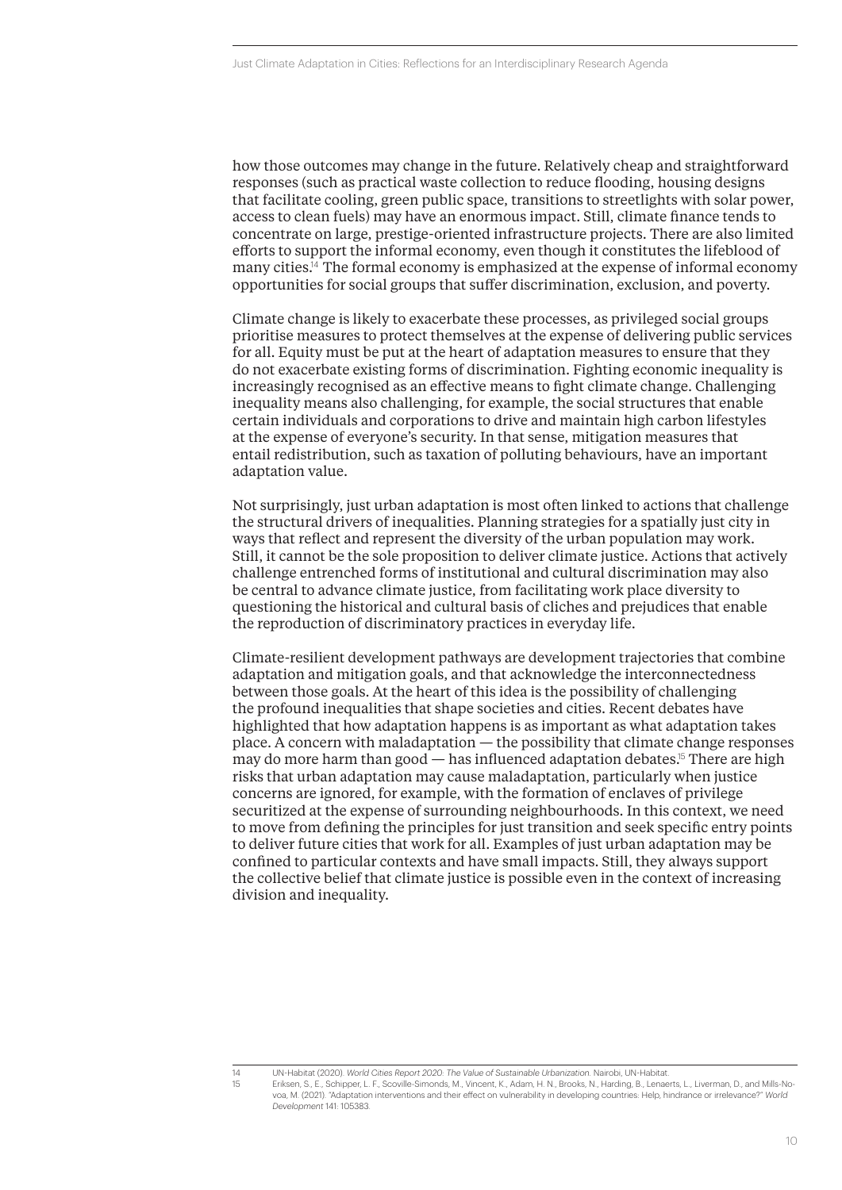how those outcomes may change in the future. Relatively cheap and straightforward responses (such as practical waste collection to reduce flooding, housing designs that facilitate cooling, green public space, transitions to streetlights with solar power, access to clean fuels) may have an enormous impact. Still, climate finance tends to concentrate on large, prestige-oriented infrastructure projects. There are also limited efforts to support the informal economy, even though it constitutes the lifeblood of many cities.[14] The formal economy is emphasized at the expense of informal economy opportunities for social groups that suffer discrimination, exclusion, and poverty.

Climate change is likely to exacerbate these processes, as privileged social groups prioritise measures to protect themselves at the expense of delivering public services for all. Equity must be put at the heart of adaptation measures to ensure that they do not exacerbate existing forms of discrimination. Fighting economic inequality is increasingly recognised as an effective means to fight climate change. Challenging inequality means also challenging, for example, the social structures that enable certain individuals and corporations to drive and maintain high carbon lifestyles at the expense of everyone's security. In that sense, mitigation measures that entail redistribution, such as taxation of polluting behaviours, have an important adaptation value.

Not surprisingly, just urban adaptation is most often linked to actions that challenge the structural drivers of inequalities. Planning strategies for a spatially just city in ways that reflect and represent the diversity of the urban population may work. Still, it cannot be the sole proposition to deliver climate justice. Actions that actively challenge entrenched forms of institutional and cultural discrimination may also be central to advance climate justice, from facilitating work place diversity to questioning the historical and cultural basis of cliches and prejudices that enable the reproduction of discriminatory practices in everyday life.

Climate-resilient development pathways are development trajectories that combine adaptation and mitigation goals, and that acknowledge the interconnectedness between those goals. At the heart of this idea is the possibility of challenging the profound inequalities that shape societies and cities. Recent debates have highlighted that how adaptation happens is as important as what adaptation takes place. A concern with maladaptation — the possibility that climate change responses may do more harm than good — has influenced adaptation debates.[15] There are high risks that urban adaptation may cause maladaptation, particularly when justice concerns are ignored, for example, with the formation of enclaves of privilege securitized at the expense of surrounding neighbourhoods. In this context, we need to move from defining the principles for just transition and seek specific entry points to deliver future cities that work for all. Examples of just urban adaptation may be confined to particular contexts and have small impacts. Still, they always support the collective belief that climate justice is possible even in the context of increasing division and inequality.

---

14 UN-Habitat (2020). *World Cities Report 2020: The Value of Sustainable Urbanization*. Nairobi, UN-Habitat.

15 Eriksen, S., E., Schipper, L. F., Scoville-Simonds, M., Vincent, K., Adam, H. N., Brooks, N., Harding, B., Lenaerts, L., Liverman, D., and Mills-Novoa, M. (2021). "Adaptation interventions and their effect on vulnerability in developing countries: Help, hindrance or irrelevance?" *World Development* 141: 105383.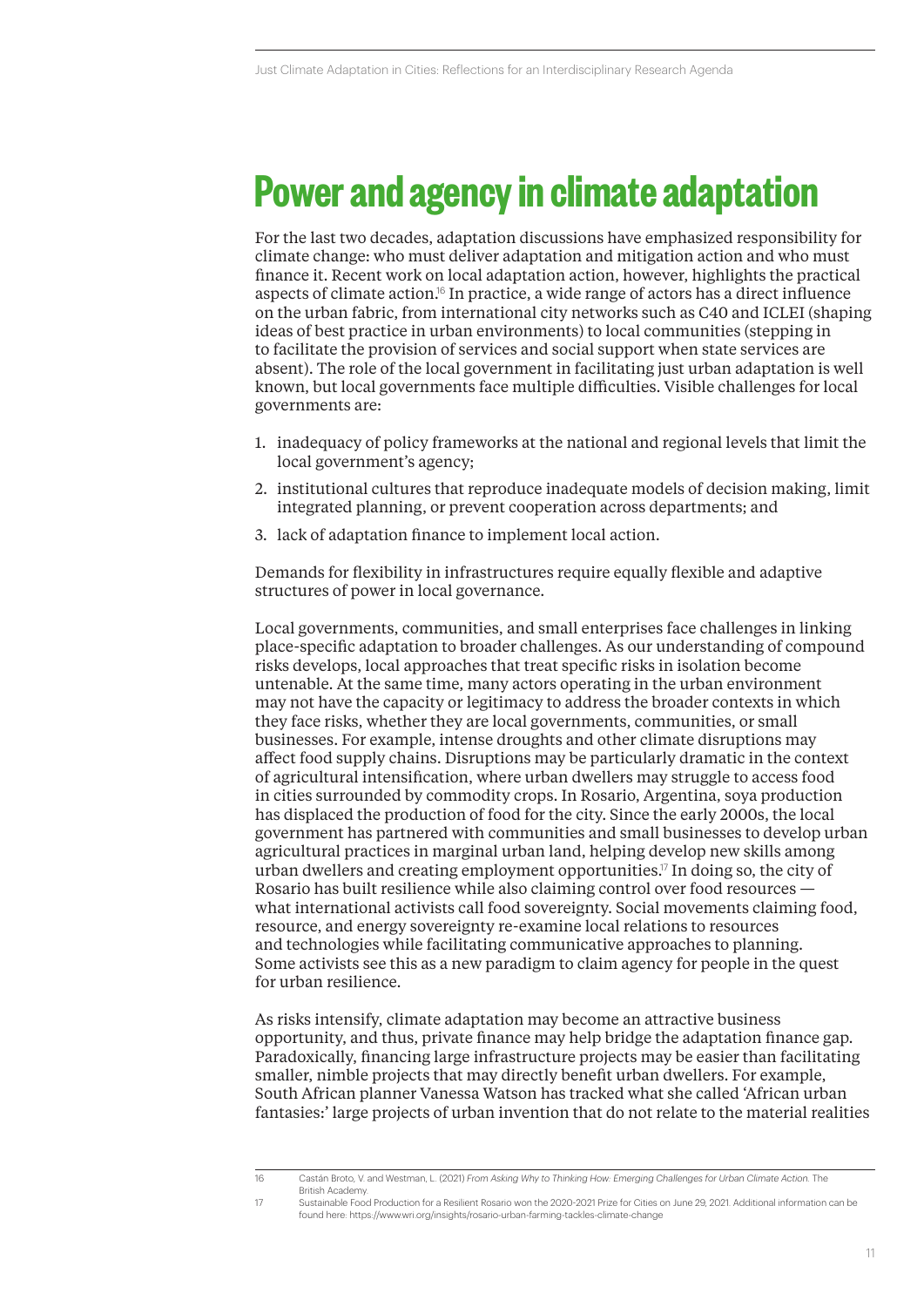# Power and agency in climate adaptation

For the last two decades, adaptation discussions have emphasized responsibility for climate change: who must deliver adaptation and mitigation action and who must finance it. Recent work on local adaptation action, however, highlights the practical aspects of climate action.[16] In practice, a wide range of actors has a direct influence on the urban fabric, from international city networks such as C40 and ICLEI (shaping ideas of best practice in urban environments) to local communities (stepping in to facilitate the provision of services and social support when state services are absent). The role of the local government in facilitating just urban adaptation is well known, but local governments face multiple difficulties. Visible challenges for local governments are:

1. inadequacy of policy frameworks at the national and regional levels that limit the local government's agency;
2. institutional cultures that reproduce inadequate models of decision making, limit integrated planning, or prevent cooperation across departments; and
3. lack of adaptation finance to implement local action.

Demands for flexibility in infrastructures require equally flexible and adaptive structures of power in local governance.

Local governments, communities, and small enterprises face challenges in linking place-specific adaptation to broader challenges. As our understanding of compound risks develops, local approaches that treat specific risks in isolation become untenable. At the same time, many actors operating in the urban environment may not have the capacity or legitimacy to address the broader contexts in which they face risks, whether they are local governments, communities, or small businesses. For example, intense droughts and other climate disruptions may affect food supply chains. Disruptions may be particularly dramatic in the context of agricultural intensification, where urban dwellers may struggle to access food in cities surrounded by commodity crops. In Rosario, Argentina, soya production has displaced the production of food for the city. Since the early 2000s, the local government has partnered with communities and small businesses to develop urban agricultural practices in marginal urban land, helping develop new skills among urban dwellers and creating employment opportunities.[17] In doing so, the city of Rosario has built resilience while also claiming control over food resources — what international activists call food sovereignty. Social movements claiming food, resource, and energy sovereignty re-examine local relations to resources and technologies while facilitating communicative approaches to planning. Some activists see this as a new paradigm to claim agency for people in the quest for urban resilience.

As risks intensify, climate adaptation may become an attractive business opportunity, and thus, private finance may help bridge the adaptation finance gap. Paradoxically, financing large infrastructure projects may be easier than facilitating smaller, nimble projects that may directly benefit urban dwellers. For example, South African planner Vanessa Watson has tracked what she called 'African urban fantasies:' large projects of urban invention that do not relate to the material realities

---

16 Castán Broto, V. and Westman, L. (2021) *From Asking Why to Thinking How: Emerging Challenges for Urban Climate Action.* The British Academy.

17 Sustainable Food Production for a Resilient Rosario won the 2020-2021 Prize for Cities on June 29, 2021. Additional information can be found here: https://www.wri.org/insights/rosario-urban-farming-tackles-climate-change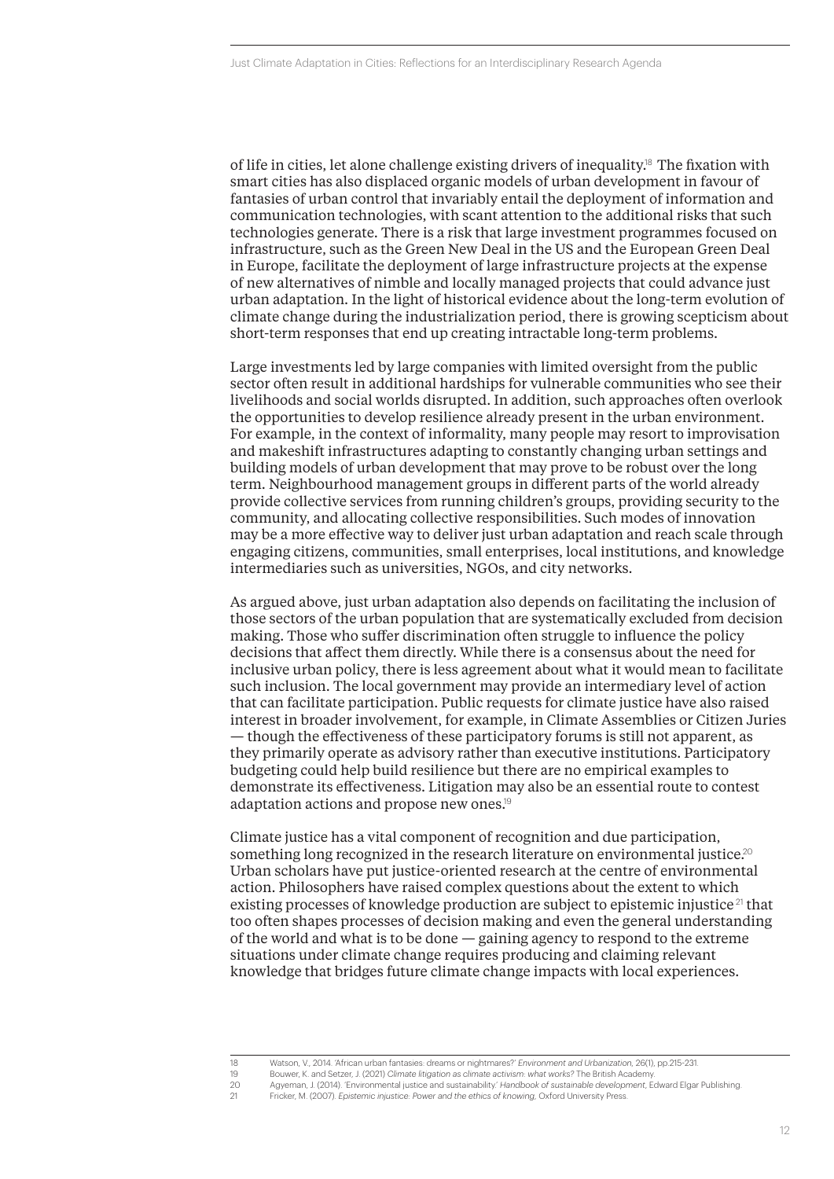of life in cities, let alone challenge existing drivers of inequality.[18] The fixation with smart cities has also displaced organic models of urban development in favour of fantasies of urban control that invariably entail the deployment of information and communication technologies, with scant attention to the additional risks that such technologies generate. There is a risk that large investment programmes focused on infrastructure, such as the Green New Deal in the US and the European Green Deal in Europe, facilitate the deployment of large infrastructure projects at the expense of new alternatives of nimble and locally managed projects that could advance just urban adaptation. In the light of historical evidence about the long-term evolution of climate change during the industrialization period, there is growing scepticism about short-term responses that end up creating intractable long-term problems.

Large investments led by large companies with limited oversight from the public sector often result in additional hardships for vulnerable communities who see their livelihoods and social worlds disrupted. In addition, such approaches often overlook the opportunities to develop resilience already present in the urban environment. For example, in the context of informality, many people may resort to improvisation and makeshift infrastructures adapting to constantly changing urban settings and building models of urban development that may prove to be robust over the long term. Neighbourhood management groups in different parts of the world already provide collective services from running children's groups, providing security to the community, and allocating collective responsibilities. Such modes of innovation may be a more effective way to deliver just urban adaptation and reach scale through engaging citizens, communities, small enterprises, local institutions, and knowledge intermediaries such as universities, NGOs, and city networks.

As argued above, just urban adaptation also depends on facilitating the inclusion of those sectors of the urban population that are systematically excluded from decision making. Those who suffer discrimination often struggle to influence the policy decisions that affect them directly. While there is a consensus about the need for inclusive urban policy, there is less agreement about what it would mean to facilitate such inclusion. The local government may provide an intermediary level of action that can facilitate participation. Public requests for climate justice have also raised interest in broader involvement, for example, in Climate Assemblies or Citizen Juries — though the effectiveness of these participatory forums is still not apparent, as they primarily operate as advisory rather than executive institutions. Participatory budgeting could help build resilience but there are no empirical examples to demonstrate its effectiveness. Litigation may also be an essential route to contest adaptation actions and propose new ones.[19]

Climate justice has a vital component of recognition and due participation, something long recognized in the research literature on environmental justice.[20] Urban scholars have put justice-oriented research at the centre of environmental action. Philosophers have raised complex questions about the extent to which existing processes of knowledge production are subject to epistemic injustice[21] that too often shapes processes of decision making and even the general understanding of the world and what is to be done — gaining agency to respond to the extreme situations under climate change requires producing and claiming relevant knowledge that bridges future climate change impacts with local experiences.

---

18 Watson, V., 2014. 'African urban fantasies: dreams or nightmares?' *Environment and Urbanization*, 26(1), pp.215-231.

19 Bouwer, K. and Setzer, J. (2021) *Climate litigation as climate activism: what works?* The British Academy.

20 Agyeman, J. (2014). 'Environmental justice and sustainability.' *Handbook of sustainable development*, Edward Elgar Publishing.

21 Fricker, M. (2007). *Epistemic injustice: Power and the ethics of knowing*, Oxford University Press.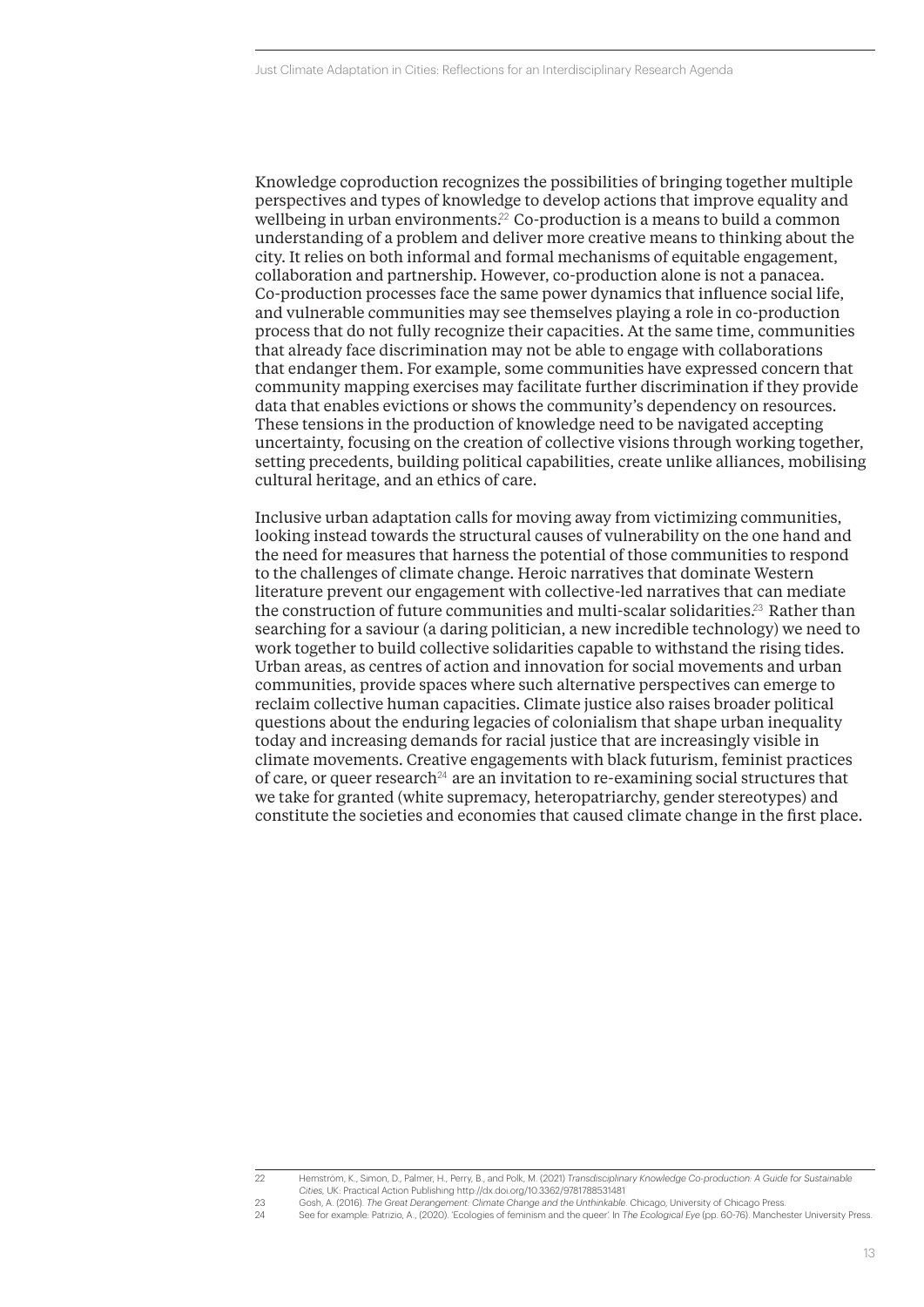Knowledge coproduction recognizes the possibilities of bringing together multiple perspectives and types of knowledge to develop actions that improve equality and wellbeing in urban environments.[22] Co-production is a means to build a common understanding of a problem and deliver more creative means to thinking about the city. It relies on both informal and formal mechanisms of equitable engagement, collaboration and partnership. However, co-production alone is not a panacea. Co-production processes face the same power dynamics that influence social life, and vulnerable communities may see themselves playing a role in co-production process that do not fully recognize their capacities. At the same time, communities that already face discrimination may not be able to engage with collaborations that endanger them. For example, some communities have expressed concern that community mapping exercises may facilitate further discrimination if they provide data that enables evictions or shows the community's dependency on resources. These tensions in the production of knowledge need to be navigated accepting uncertainty, focusing on the creation of collective visions through working together, setting precedents, building political capabilities, create unlike alliances, mobilising cultural heritage, and an ethics of care.

Inclusive urban adaptation calls for moving away from victimizing communities, looking instead towards the structural causes of vulnerability on the one hand and the need for measures that harness the potential of those communities to respond to the challenges of climate change. Heroic narratives that dominate Western literature prevent our engagement with collective-led narratives that can mediate the construction of future communities and multi-scalar solidarities.[23] Rather than searching for a saviour (a daring politician, a new incredible technology) we need to work together to build collective solidarities capable to withstand the rising tides. Urban areas, as centres of action and innovation for social movements and urban communities, provide spaces where such alternative perspectives can emerge to reclaim collective human capacities. Climate justice also raises broader political questions about the enduring legacies of colonialism that shape urban inequality today and increasing demands for racial justice that are increasingly visible in climate movements. Creative engagements with black futurism, feminist practices of care, or queer research[24] are an invitation to re-examining social structures that we take for granted (white supremacy, heteropatriarchy, gender stereotypes) and constitute the societies and economies that caused climate change in the first place.

---

22 Hemström, K., Simon, D., Palmer, H., Perry, B., and Polk, M. (2021) *Transdisciplinary Knowledge Co-production: A Guide for Sustainable Cities*, UK: Practical Action Publishing http://dx.doi.org/10.3362/9781788531481

23 Gosh, A. (2016). *The Great Derangement: Climate Change and the Unthinkable*. Chicago, University of Chicago Press.

24 See for example: Patrizio, A., (2020). 'Ecologies of feminism and the queer'. In *The Ecological Eye* (pp. 60-76). Manchester University Press.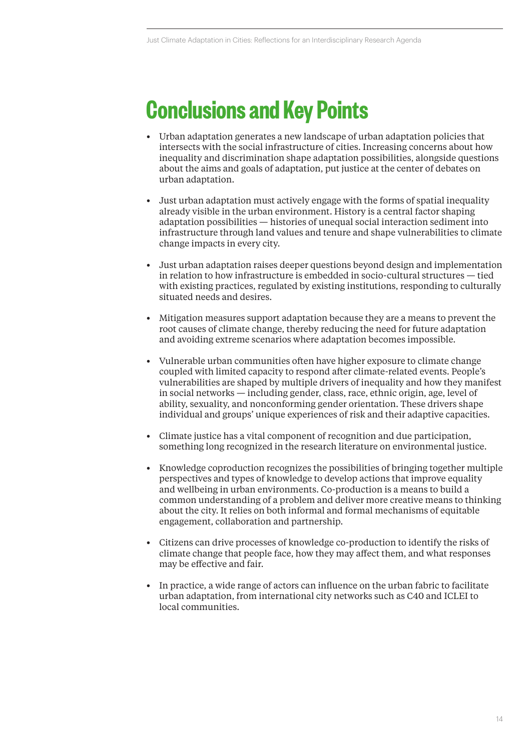# Conclusions and Key Points

- Urban adaptation generates a new landscape of urban adaptation policies that intersects with the social infrastructure of cities. Increasing concerns about how inequality and discrimination shape adaptation possibilities, alongside questions about the aims and goals of adaptation, put justice at the center of debates on urban adaptation.

- Just urban adaptation must actively engage with the forms of spatial inequality already visible in the urban environment. History is a central factor shaping adaptation possibilities — histories of unequal social interaction sediment into infrastructure through land values and tenure and shape vulnerabilities to climate change impacts in every city.

- Just urban adaptation raises deeper questions beyond design and implementation in relation to how infrastructure is embedded in socio-cultural structures — tied with existing practices, regulated by existing institutions, responding to culturally situated needs and desires.

- Mitigation measures support adaptation because they are a means to prevent the root causes of climate change, thereby reducing the need for future adaptation and avoiding extreme scenarios where adaptation becomes impossible.

- Vulnerable urban communities often have higher exposure to climate change coupled with limited capacity to respond after climate-related events. People's vulnerabilities are shaped by multiple drivers of inequality and how they manifest in social networks — including gender, class, race, ethnic origin, age, level of ability, sexuality, and nonconforming gender orientation. These drivers shape individual and groups' unique experiences of risk and their adaptive capacities.

- Climate justice has a vital component of recognition and due participation, something long recognized in the research literature on environmental justice.

- Knowledge coproduction recognizes the possibilities of bringing together multiple perspectives and types of knowledge to develop actions that improve equality and wellbeing in urban environments. Co-production is a means to build a common understanding of a problem and deliver more creative means to thinking about the city. It relies on both informal and formal mechanisms of equitable engagement, collaboration and partnership.

- Citizens can drive processes of knowledge co-production to identify the risks of climate change that people face, how they may affect them, and what responses may be effective and fair.

- In practice, a wide range of actors can influence on the urban fabric to facilitate urban adaptation, from international city networks such as C40 and ICLEI to local communities.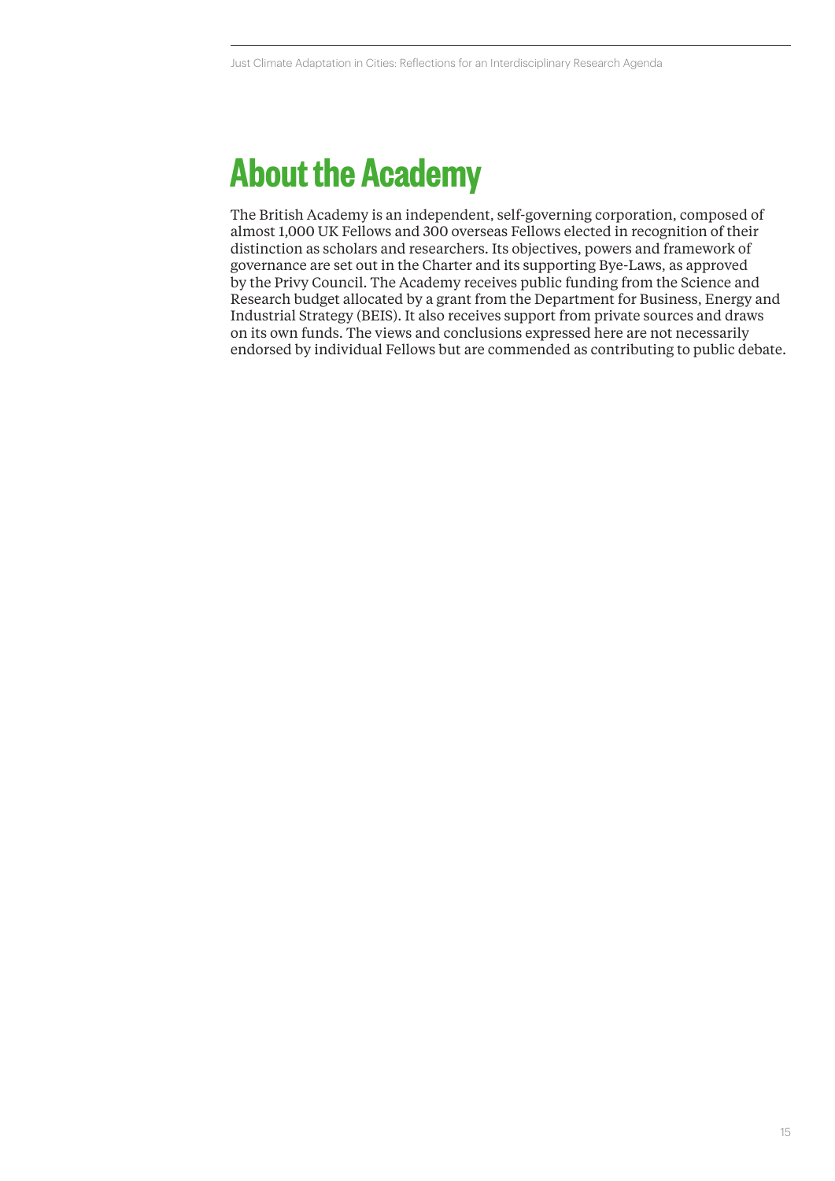# About the Academy

The British Academy is an independent, self-governing corporation, composed of almost 1,000 UK Fellows and 300 overseas Fellows elected in recognition of their distinction as scholars and researchers. Its objectives, powers and framework of governance are set out in the Charter and its supporting Bye-Laws, as approved by the Privy Council. The Academy receives public funding from the Science and Research budget allocated by a grant from the Department for Business, Energy and Industrial Strategy (BEIS). It also receives support from private sources and draws on its own funds. The views and conclusions expressed here are not necessarily endorsed by individual Fellows but are commended as contributing to public debate.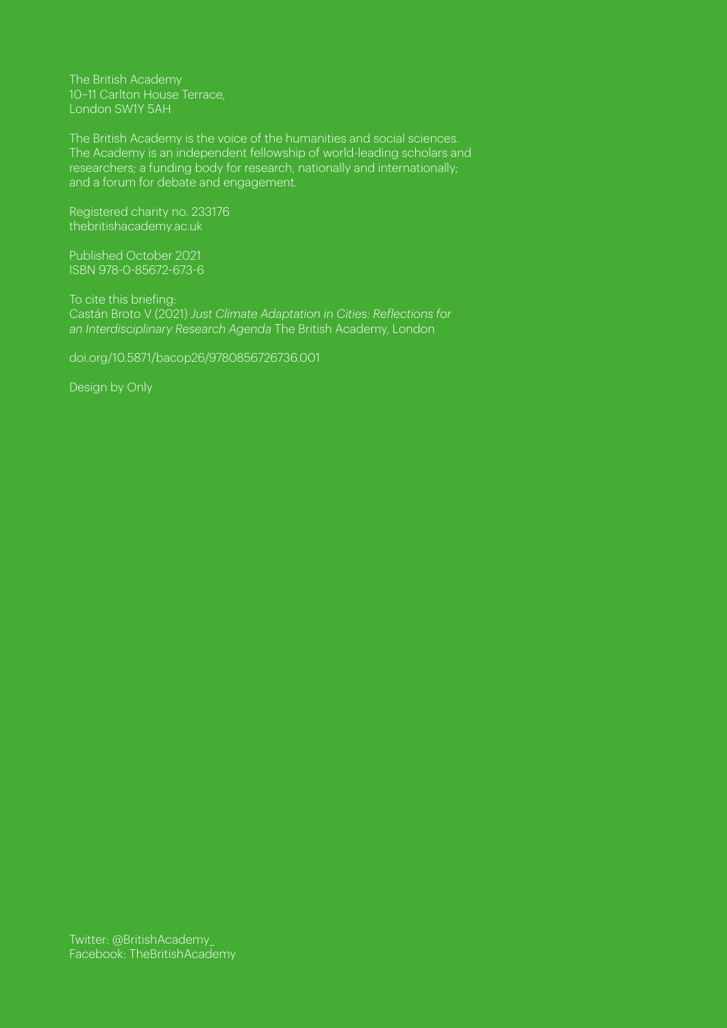The British Academy
10–11 Carlton House Terrace,
London SW1Y 5AH

The British Academy is the voice of the humanities and social sciences. The Academy is an independent fellowship of world-leading scholars and researchers; a funding body for research, nationally and internationally; and a forum for debate and engagement.

Registered charity no. 233176
thebritishacademy.ac.uk

Published October 2021
ISBN 978-0-85672-673-6

To cite this briefing:
Castán Broto V (2021) *Just Climate Adaptation in Cities: Reflections for an Interdisciplinary Research Agenda* The British Academy, London

doi.org/10.5871/bacop26/9780856726736.001

Design by Only

Twitter: @BritishAcademy_
Facebook: TheBritishAcademy